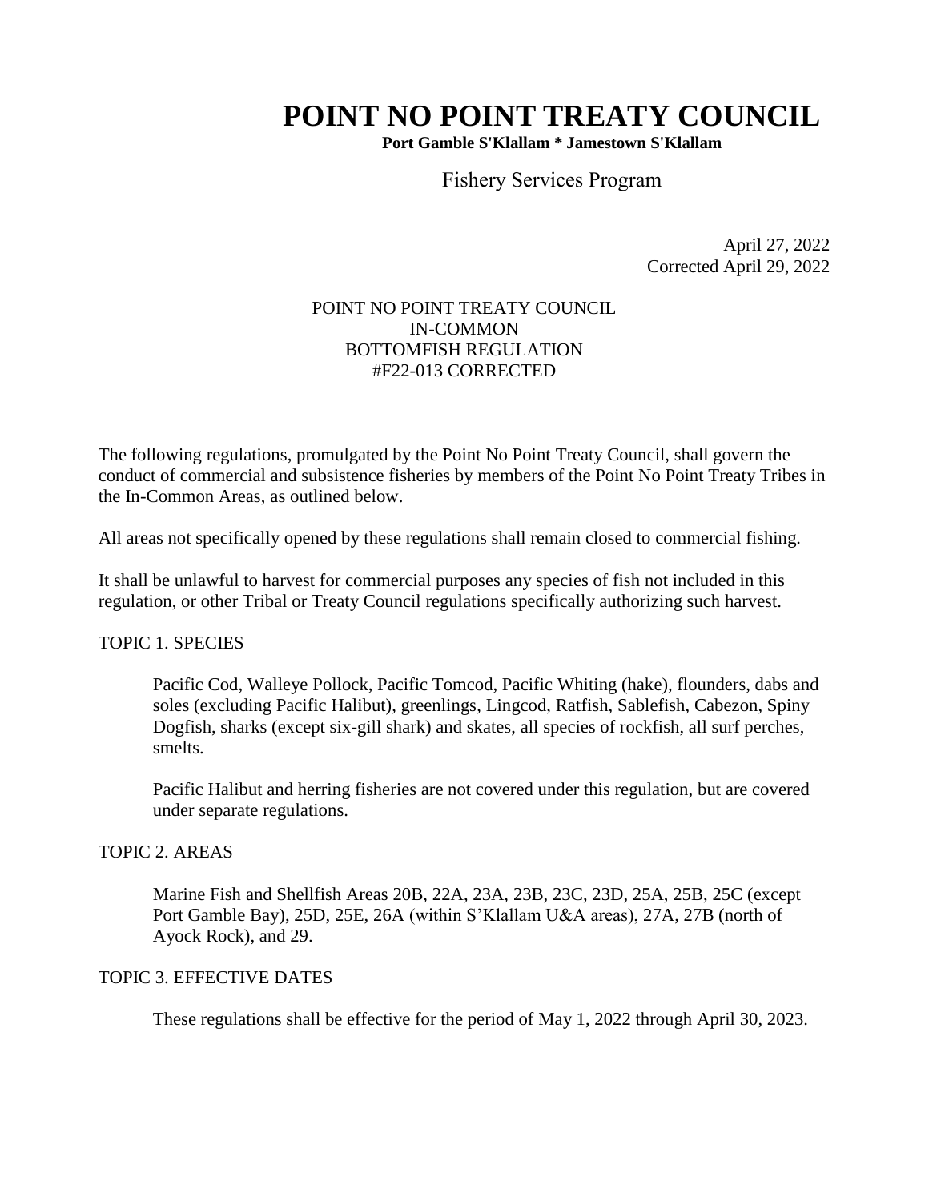# POINT NO POINT TREATY COUNCIL

**Port Gamble S'Klallam * Jamestown S'Klallam**

Fishery Services Program

April 27, 2022
Corrected April 29, 2022

POINT NO POINT TREATY COUNCIL
IN-COMMON
BOTTOMFISH REGULATION
#F22-013 CORRECTED

The following regulations, promulgated by the Point No Point Treaty Council, shall govern the conduct of commercial and subsistence fisheries by members of the Point No Point Treaty Tribes in the In-Common Areas, as outlined below.

All areas not specifically opened by these regulations shall remain closed to commercial fishing.

It shall be unlawful to harvest for commercial purposes any species of fish not included in this regulation, or other Tribal or Treaty Council regulations specifically authorizing such harvest.

TOPIC 1. SPECIES

Pacific Cod, Walleye Pollock, Pacific Tomcod, Pacific Whiting (hake), flounders, dabs and soles (excluding Pacific Halibut), greenlings, Lingcod, Ratfish, Sablefish, Cabezon, Spiny Dogfish, sharks (except six-gill shark) and skates, all species of rockfish, all surf perches, smelts.

Pacific Halibut and herring fisheries are not covered under this regulation, but are covered under separate regulations.

TOPIC 2. AREAS

Marine Fish and Shellfish Areas 20B, 22A, 23A, 23B, 23C, 23D, 25A, 25B, 25C (except Port Gamble Bay), 25D, 25E, 26A (within S'Klallam U&A areas), 27A, 27B (north of Ayock Rock), and 29.

TOPIC 3. EFFECTIVE DATES

These regulations shall be effective for the period of May 1, 2022 through April 30, 2023.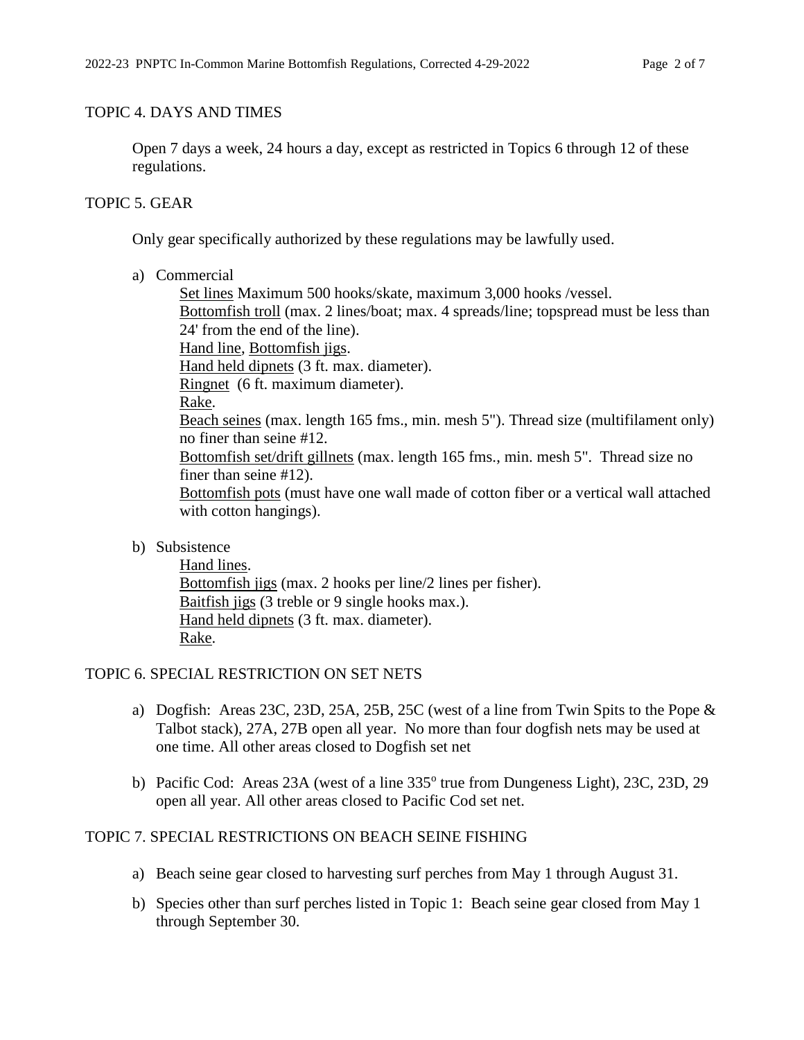## TOPIC 4. DAYS AND TIMES

Open 7 days a week, 24 hours a day, except as restricted in Topics 6 through 12 of these regulations.

## TOPIC 5. GEAR

Only gear specifically authorized by these regulations may be lawfully used.

a) Commercial

   Set lines Maximum 500 hooks/skate, maximum 3,000 hooks /vessel.
   Bottomfish troll (max. 2 lines/boat; max. 4 spreads/line; topspread must be less than 24' from the end of the line).
   Hand line, Bottomfish jigs.
   Hand held dipnets (3 ft. max. diameter).
   Ringnet (6 ft. maximum diameter).
   Rake.
   Beach seines (max. length 165 fms., min. mesh 5"). Thread size (multifilament only) no finer than seine #12.
   Bottomfish set/drift gillnets (max. length 165 fms., min. mesh 5". Thread size no finer than seine #12).
   Bottomfish pots (must have one wall made of cotton fiber or a vertical wall attached with cotton hangings).

b) Subsistence

   Hand lines.
   Bottomfish jigs (max. 2 hooks per line/2 lines per fisher).
   Baitfish jigs (3 treble or 9 single hooks max.).
   Hand held dipnets (3 ft. max. diameter).
   Rake.

## TOPIC 6. SPECIAL RESTRICTION ON SET NETS

a) Dogfish: Areas 23C, 23D, 25A, 25B, 25C (west of a line from Twin Spits to the Pope & Talbot stack), 27A, 27B open all year. No more than four dogfish nets may be used at one time. All other areas closed to Dogfish set net

b) Pacific Cod: Areas 23A (west of a line 335$^{o}$ true from Dungeness Light), 23C, 23D, 29 open all year. All other areas closed to Pacific Cod set net.

## TOPIC 7. SPECIAL RESTRICTIONS ON BEACH SEINE FISHING

a) Beach seine gear closed to harvesting surf perches from May 1 through August 31.

b) Species other than surf perches listed in Topic 1: Beach seine gear closed from May 1 through September 30.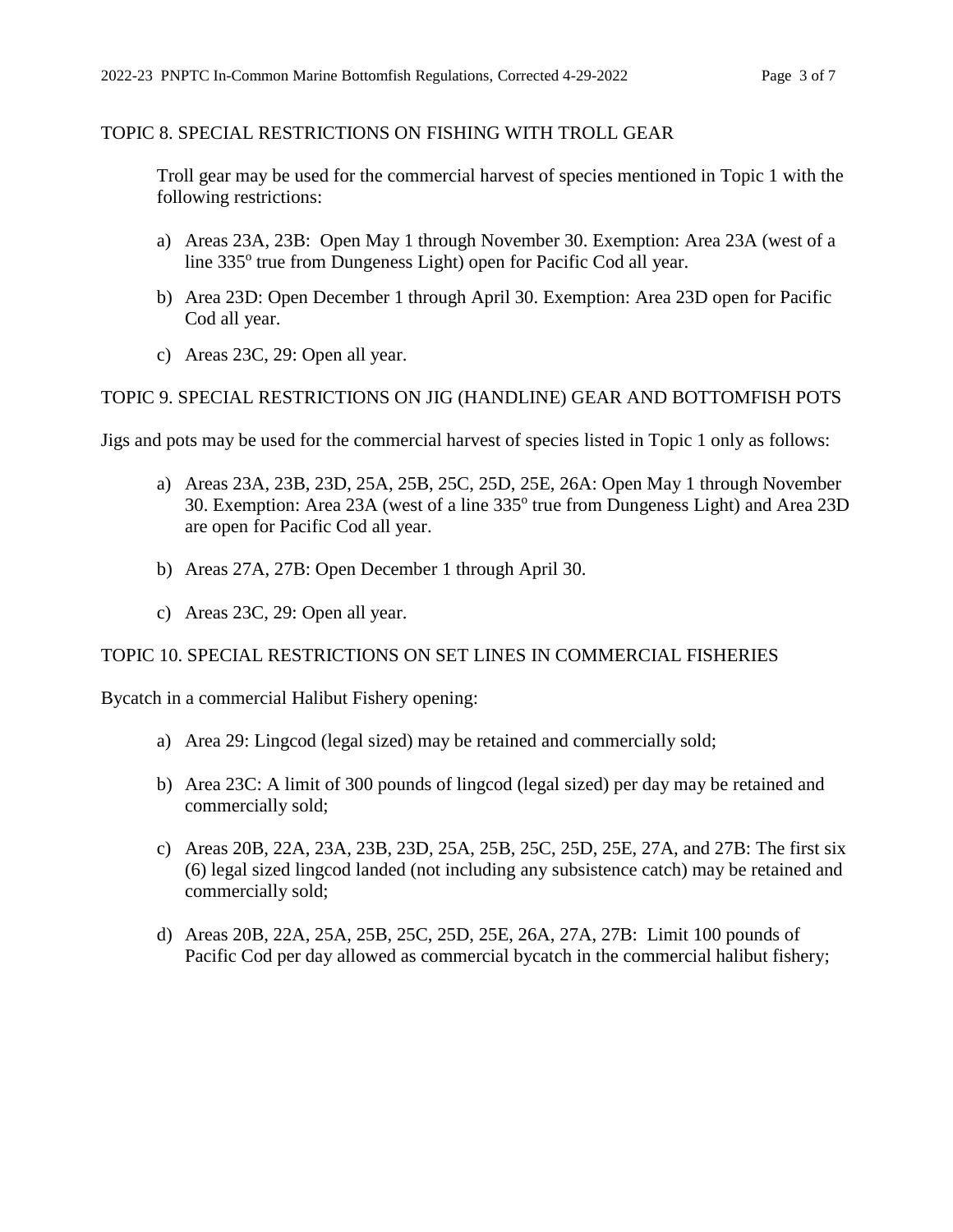## TOPIC 8. SPECIAL RESTRICTIONS ON FISHING WITH TROLL GEAR

Troll gear may be used for the commercial harvest of species mentioned in Topic 1 with the following restrictions:

a) Areas 23A, 23B: Open May 1 through November 30. Exemption: Area 23A (west of a line 335° true from Dungeness Light) open for Pacific Cod all year.

b) Area 23D: Open December 1 through April 30. Exemption: Area 23D open for Pacific Cod all year.

c) Areas 23C, 29: Open all year.

## TOPIC 9. SPECIAL RESTRICTIONS ON JIG (HANDLINE) GEAR AND BOTTOMFISH POTS

Jigs and pots may be used for the commercial harvest of species listed in Topic 1 only as follows:

a) Areas 23A, 23B, 23D, 25A, 25B, 25C, 25D, 25E, 26A: Open May 1 through November 30. Exemption: Area 23A (west of a line 335° true from Dungeness Light) and Area 23D are open for Pacific Cod all year.

b) Areas 27A, 27B: Open December 1 through April 30.

c) Areas 23C, 29: Open all year.

## TOPIC 10. SPECIAL RESTRICTIONS ON SET LINES IN COMMERCIAL FISHERIES

Bycatch in a commercial Halibut Fishery opening:

a) Area 29: Lingcod (legal sized) may be retained and commercially sold;

b) Area 23C: A limit of 300 pounds of lingcod (legal sized) per day may be retained and commercially sold;

c) Areas 20B, 22A, 23A, 23B, 23D, 25A, 25B, 25C, 25D, 25E, 27A, and 27B: The first six (6) legal sized lingcod landed (not including any subsistence catch) may be retained and commercially sold;

d) Areas 20B, 22A, 25A, 25B, 25C, 25D, 25E, 26A, 27A, 27B: Limit 100 pounds of Pacific Cod per day allowed as commercial bycatch in the commercial halibut fishery;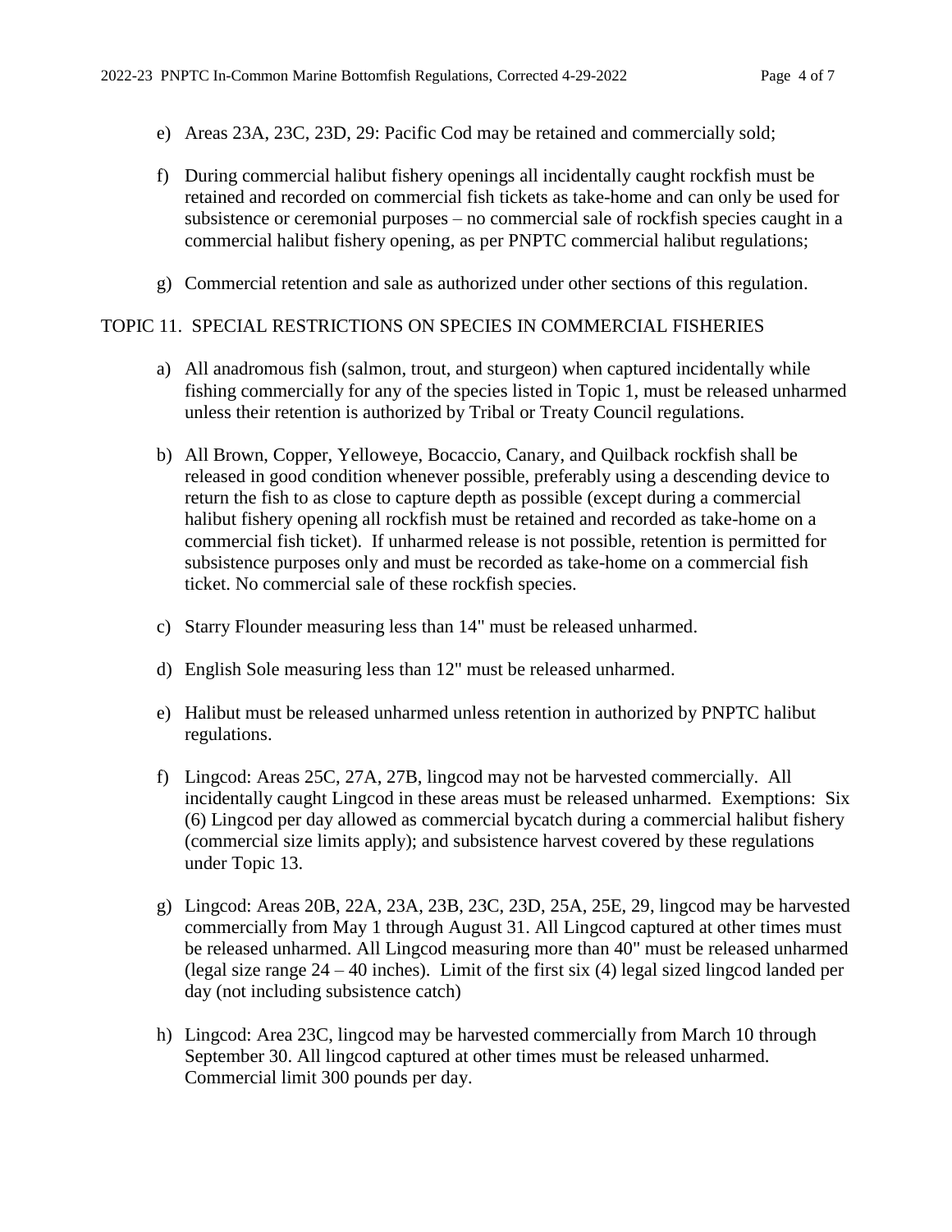e) Areas 23A, 23C, 23D, 29: Pacific Cod may be retained and commercially sold;

f) During commercial halibut fishery openings all incidentally caught rockfish must be retained and recorded on commercial fish tickets as take-home and can only be used for subsistence or ceremonial purposes – no commercial sale of rockfish species caught in a commercial halibut fishery opening, as per PNPTC commercial halibut regulations;

g) Commercial retention and sale as authorized under other sections of this regulation.

## TOPIC 11. SPECIAL RESTRICTIONS ON SPECIES IN COMMERCIAL FISHERIES

a) All anadromous fish (salmon, trout, and sturgeon) when captured incidentally while fishing commercially for any of the species listed in Topic 1, must be released unharmed unless their retention is authorized by Tribal or Treaty Council regulations.

b) All Brown, Copper, Yelloweye, Bocaccio, Canary, and Quilback rockfish shall be released in good condition whenever possible, preferably using a descending device to return the fish to as close to capture depth as possible (except during a commercial halibut fishery opening all rockfish must be retained and recorded as take-home on a commercial fish ticket). If unharmed release is not possible, retention is permitted for subsistence purposes only and must be recorded as take-home on a commercial fish ticket. No commercial sale of these rockfish species.

c) Starry Flounder measuring less than 14" must be released unharmed.

d) English Sole measuring less than 12" must be released unharmed.

e) Halibut must be released unharmed unless retention in authorized by PNPTC halibut regulations.

f) Lingcod: Areas 25C, 27A, 27B, lingcod may not be harvested commercially. All incidentally caught Lingcod in these areas must be released unharmed. Exemptions: Six (6) Lingcod per day allowed as commercial bycatch during a commercial halibut fishery (commercial size limits apply); and subsistence harvest covered by these regulations under Topic 13.

g) Lingcod: Areas 20B, 22A, 23A, 23B, 23C, 23D, 25A, 25E, 29, lingcod may be harvested commercially from May 1 through August 31. All Lingcod captured at other times must be released unharmed. All Lingcod measuring more than 40" must be released unharmed (legal size range 24 – 40 inches). Limit of the first six (4) legal sized lingcod landed per day (not including subsistence catch)

h) Lingcod: Area 23C, lingcod may be harvested commercially from March 10 through September 30. All lingcod captured at other times must be released unharmed. Commercial limit 300 pounds per day.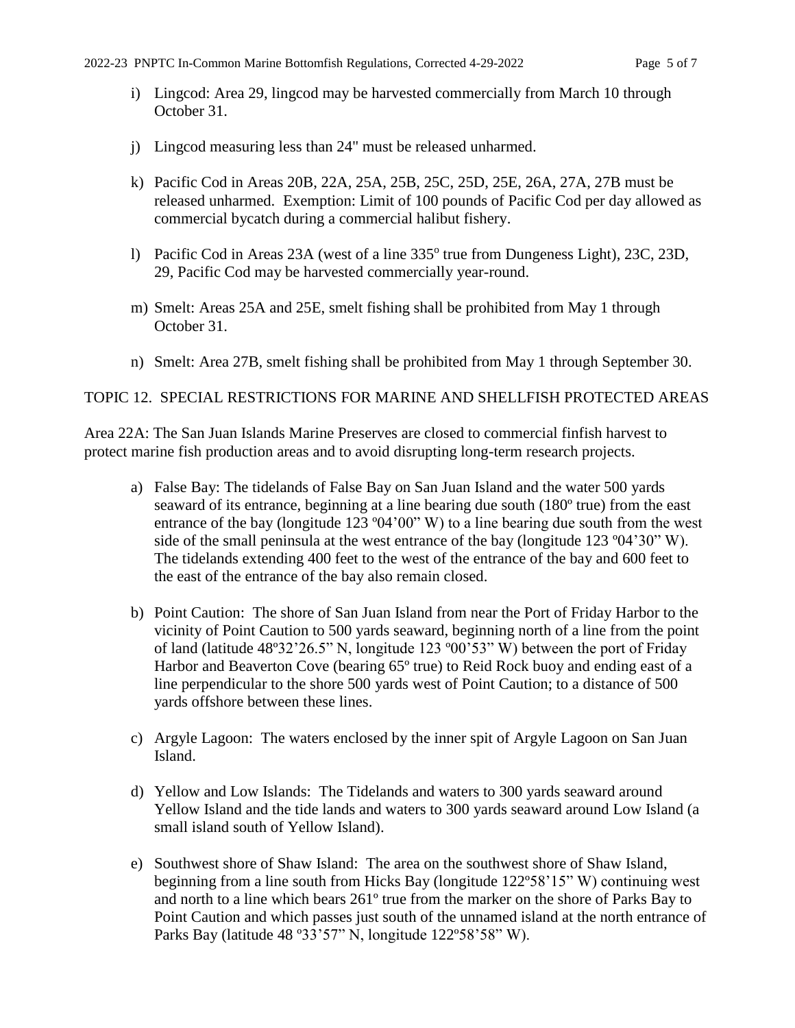i) Lingcod: Area 29, lingcod may be harvested commercially from March 10 through October 31.

j) Lingcod measuring less than 24" must be released unharmed.

k) Pacific Cod in Areas 20B, 22A, 25A, 25B, 25C, 25D, 25E, 26A, 27A, 27B must be released unharmed. Exemption: Limit of 100 pounds of Pacific Cod per day allowed as commercial bycatch during a commercial halibut fishery.

l) Pacific Cod in Areas 23A (west of a line 335º true from Dungeness Light), 23C, 23D, 29, Pacific Cod may be harvested commercially year-round.

m) Smelt: Areas 25A and 25E, smelt fishing shall be prohibited from May 1 through October 31.

n) Smelt: Area 27B, smelt fishing shall be prohibited from May 1 through September 30.

TOPIC 12. SPECIAL RESTRICTIONS FOR MARINE AND SHELLFISH PROTECTED AREAS

Area 22A: The San Juan Islands Marine Preserves are closed to commercial finfish harvest to protect marine fish production areas and to avoid disrupting long-term research projects.

a) False Bay: The tidelands of False Bay on San Juan Island and the water 500 yards seaward of its entrance, beginning at a line bearing due south (180º true) from the east entrance of the bay (longitude 123 º04'00" W) to a line bearing due south from the west side of the small peninsula at the west entrance of the bay (longitude 123 º04'30" W). The tidelands extending 400 feet to the west of the entrance of the bay and 600 feet to the east of the entrance of the bay also remain closed.

b) Point Caution: The shore of San Juan Island from near the Port of Friday Harbor to the vicinity of Point Caution to 500 yards seaward, beginning north of a line from the point of land (latitude 48º32'26.5" N, longitude 123 º00'53" W) between the port of Friday Harbor and Beaverton Cove (bearing 65º true) to Reid Rock buoy and ending east of a line perpendicular to the shore 500 yards west of Point Caution; to a distance of 500 yards offshore between these lines.

c) Argyle Lagoon: The waters enclosed by the inner spit of Argyle Lagoon on San Juan Island.

d) Yellow and Low Islands: The Tidelands and waters to 300 yards seaward around Yellow Island and the tide lands and waters to 300 yards seaward around Low Island (a small island south of Yellow Island).

e) Southwest shore of Shaw Island: The area on the southwest shore of Shaw Island, beginning from a line south from Hicks Bay (longitude 122º58'15" W) continuing west and north to a line which bears 261º true from the marker on the shore of Parks Bay to Point Caution and which passes just south of the unnamed island at the north entrance of Parks Bay (latitude 48 º33'57" N, longitude 122º58'58" W).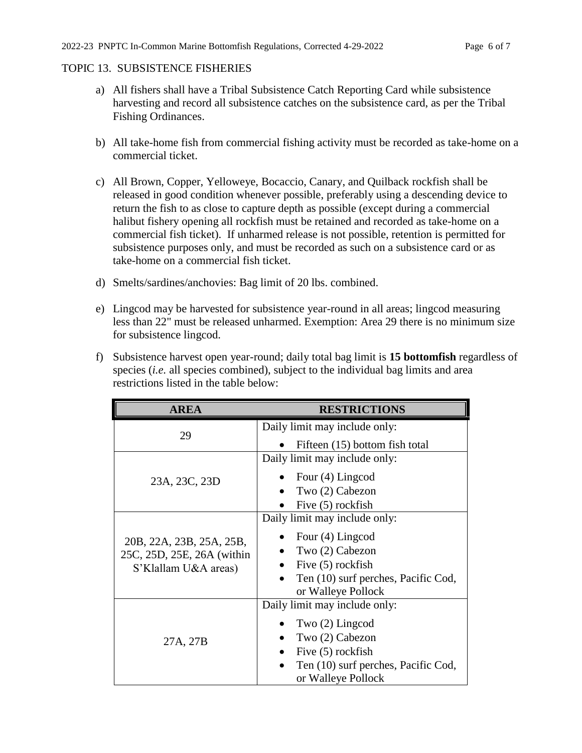## TOPIC 13. SUBSISTENCE FISHERIES

a) All fishers shall have a Tribal Subsistence Catch Reporting Card while subsistence harvesting and record all subsistence catches on the subsistence card, as per the Tribal Fishing Ordinances.

b) All take-home fish from commercial fishing activity must be recorded as take-home on a commercial ticket.

c) All Brown, Copper, Yelloweye, Bocaccio, Canary, and Quilback rockfish shall be released in good condition whenever possible, preferably using a descending device to return the fish to as close to capture depth as possible (except during a commercial halibut fishery opening all rockfish must be retained and recorded as take-home on a commercial fish ticket). If unharmed release is not possible, retention is permitted for subsistence purposes only, and must be recorded as such on a subsistence card or as take-home on a commercial fish ticket.

d) Smelts/sardines/anchovies: Bag limit of 20 lbs. combined.

e) Lingcod may be harvested for subsistence year-round in all areas; lingcod measuring less than 22" must be released unharmed. Exemption: Area 29 there is no minimum size for subsistence lingcod.

f) Subsistence harvest open year-round; daily total bag limit is **15 bottomfish** regardless of species (*i.e.* all species combined), subject to the individual bag limits and area restrictions listed in the table below:

| AREA | RESTRICTIONS |
|---|---|
| 29 | Daily limit may include only:<br>• Fifteen (15) bottom fish total |
| 23A, 23C, 23D | Daily limit may include only:<br>• Four (4) Lingcod<br>• Two (2) Cabezon<br>• Five (5) rockfish |
| 20B, 22A, 23B, 25A, 25B, 25C, 25D, 25E, 26A (within S'Klallam U&A areas) | Daily limit may include only:<br>• Four (4) Lingcod<br>• Two (2) Cabezon<br>• Five (5) rockfish<br>• Ten (10) surf perches, Pacific Cod, or Walleye Pollock |
| 27A, 27B | Daily limit may include only:<br>• Two (2) Lingcod<br>• Two (2) Cabezon<br>• Five (5) rockfish<br>• Ten (10) surf perches, Pacific Cod, or Walleye Pollock |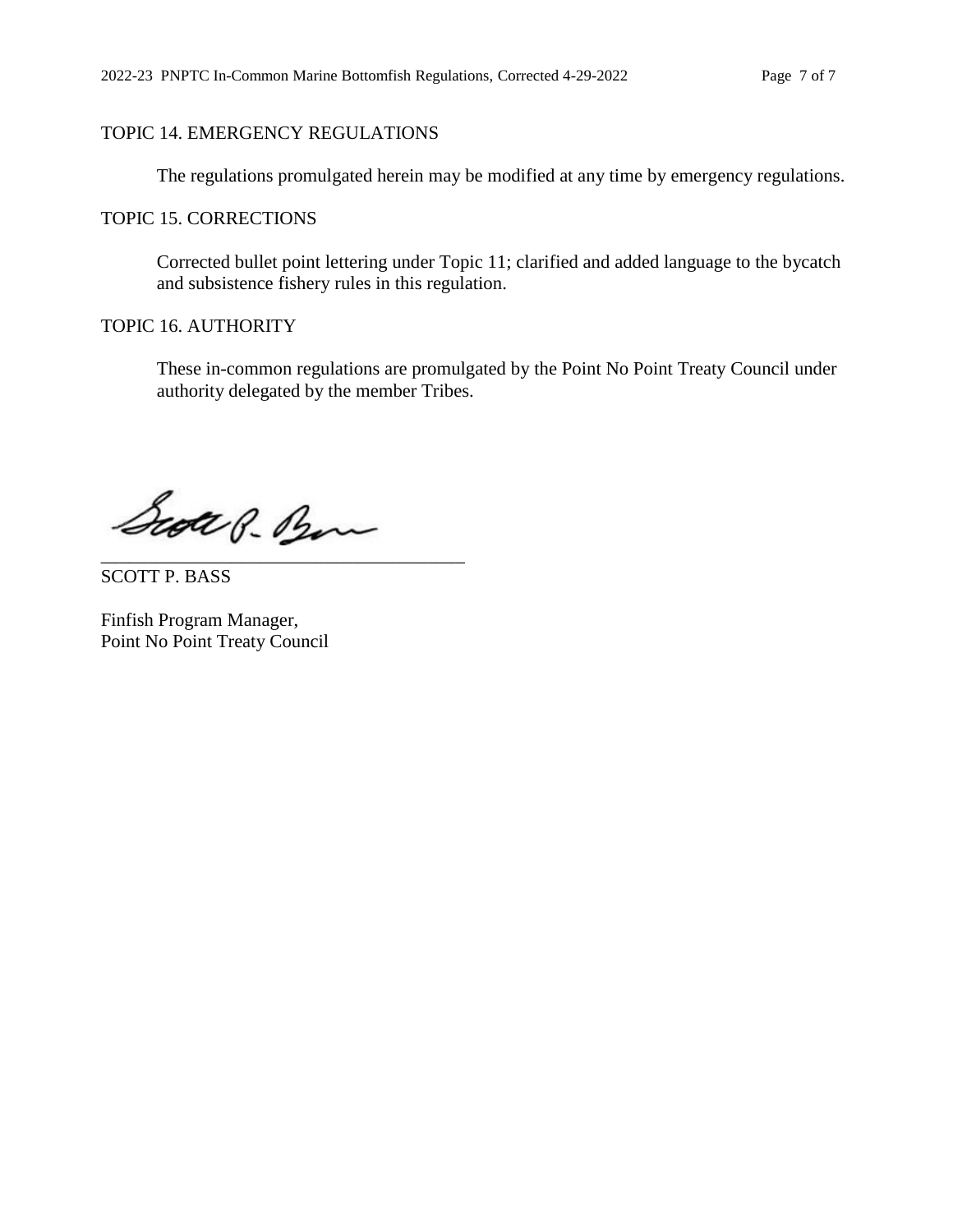TOPIC 14. EMERGENCY REGULATIONS

The regulations promulgated herein may be modified at any time by emergency regulations.

TOPIC 15. CORRECTIONS

Corrected bullet point lettering under Topic 11; clarified and added language to the bycatch and subsistence fishery rules in this regulation.

TOPIC 16. AUTHORITY

These in-common regulations are promulgated by the Point No Point Treaty Council under authority delegated by the member Tribes.

_______________________________________

SCOTT P. BASS

Finfish Program Manager,
Point No Point Treaty Council